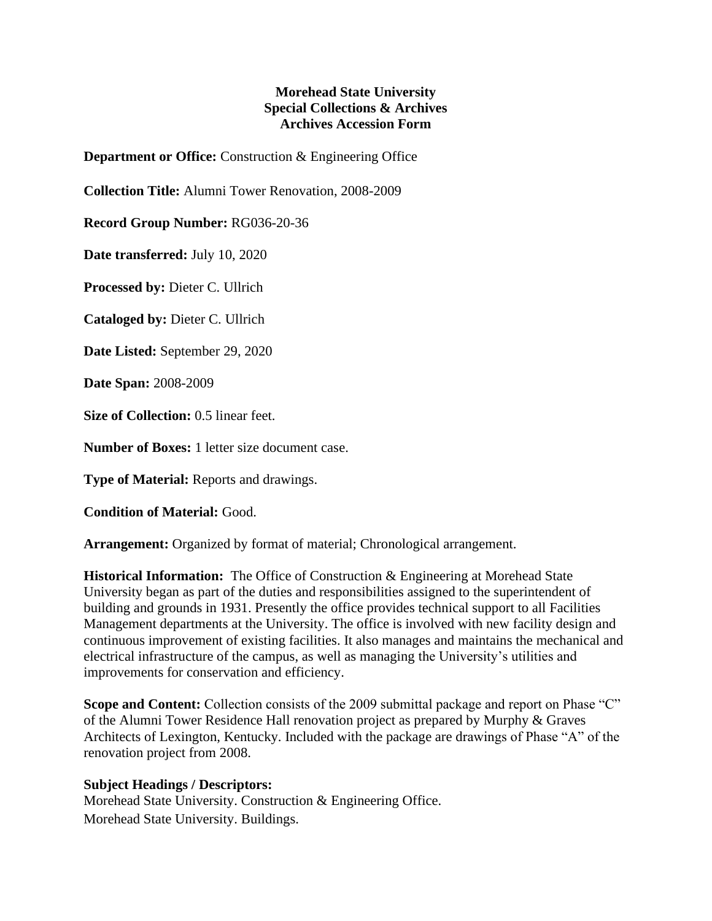**Morehead State University**
**Special Collections & Archives**
**Archives Accession Form**

**Department or Office:** Construction & Engineering Office

**Collection Title:** Alumni Tower Renovation, 2008-2009

**Record Group Number:** RG036-20-36

**Date transferred:** July 10, 2020

**Processed by:** Dieter C. Ullrich

**Cataloged by:** Dieter C. Ullrich

**Date Listed:** September 29, 2020

**Date Span:** 2008-2009

**Size of Collection:** 0.5 linear feet.

**Number of Boxes:** 1 letter size document case.

**Type of Material:** Reports and drawings.

**Condition of Material:** Good.

**Arrangement:** Organized by format of material; Chronological arrangement.

**Historical Information:** The Office of Construction & Engineering at Morehead State University began as part of the duties and responsibilities assigned to the superintendent of building and grounds in 1931. Presently the office provides technical support to all Facilities Management departments at the University. The office is involved with new facility design and continuous improvement of existing facilities. It also manages and maintains the mechanical and electrical infrastructure of the campus, as well as managing the University's utilities and improvements for conservation and efficiency.

**Scope and Content:** Collection consists of the 2009 submittal package and report on Phase "C" of the Alumni Tower Residence Hall renovation project as prepared by Murphy & Graves Architects of Lexington, Kentucky. Included with the package are drawings of Phase "A" of the renovation project from 2008.

**Subject Headings / Descriptors:**
Morehead State University. Construction & Engineering Office.
Morehead State University. Buildings.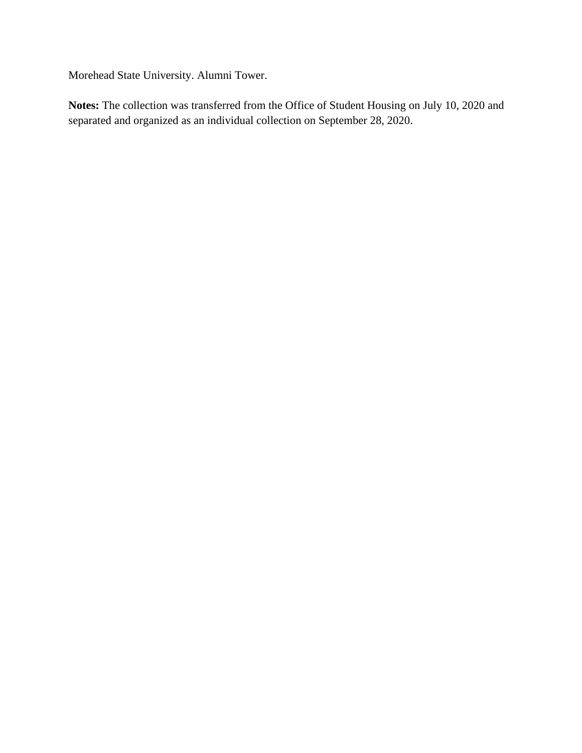Morehead State University. Alumni Tower.

**Notes:** The collection was transferred from the Office of Student Housing on July 10, 2020 and separated and organized as an individual collection on September 28, 2020.